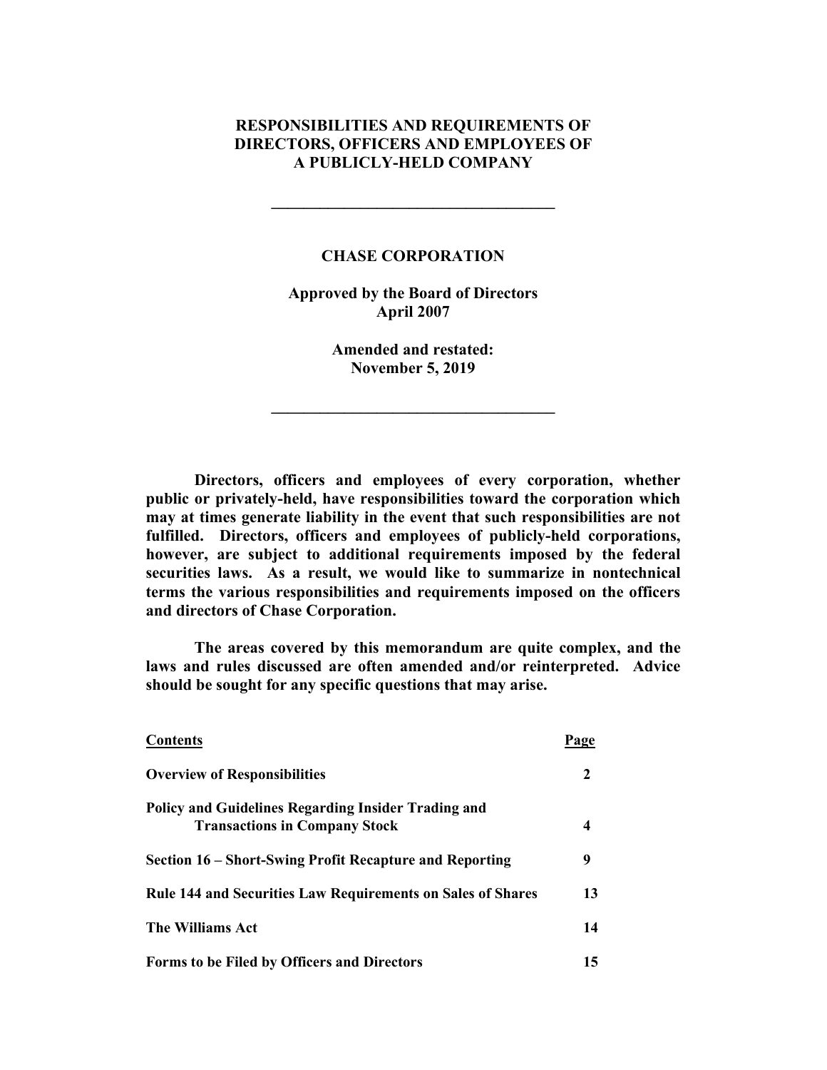# RESPONSIBILITIES AND REQUIREMENTS OF DIRECTORS, OFFICERS AND EMPLOYEES OF A PUBLICLY-HELD COMPANY

---

## CHASE CORPORATION

**Approved by the Board of Directors**
**April 2007**

**Amended and restated:**
**November 5, 2019**

---

**Directors, officers and employees of every corporation, whether public or privately-held, have responsibilities toward the corporation which may at times generate liability in the event that such responsibilities are not fulfilled. Directors, officers and employees of publicly-held corporations, however, are subject to additional requirements imposed by the federal securities laws. As a result, we would like to summarize in nontechnical terms the various responsibilities and requirements imposed on the officers and directors of Chase Corporation.**

**The areas covered by this memorandum are quite complex, and the laws and rules discussed are often amended and/or reinterpreted. Advice should be sought for any specific questions that may arise.**

| Contents | Page |
|---|---|
| **Overview of Responsibilities** | **2** |
| **Policy and Guidelines Regarding Insider Trading and Transactions in Company Stock** | **4** |
| **Section 16 – Short-Swing Profit Recapture and Reporting** | **9** |
| **Rule 144 and Securities Law Requirements on Sales of Shares** | **13** |
| **The Williams Act** | **14** |
| **Forms to be Filed by Officers and Directors** | **15** |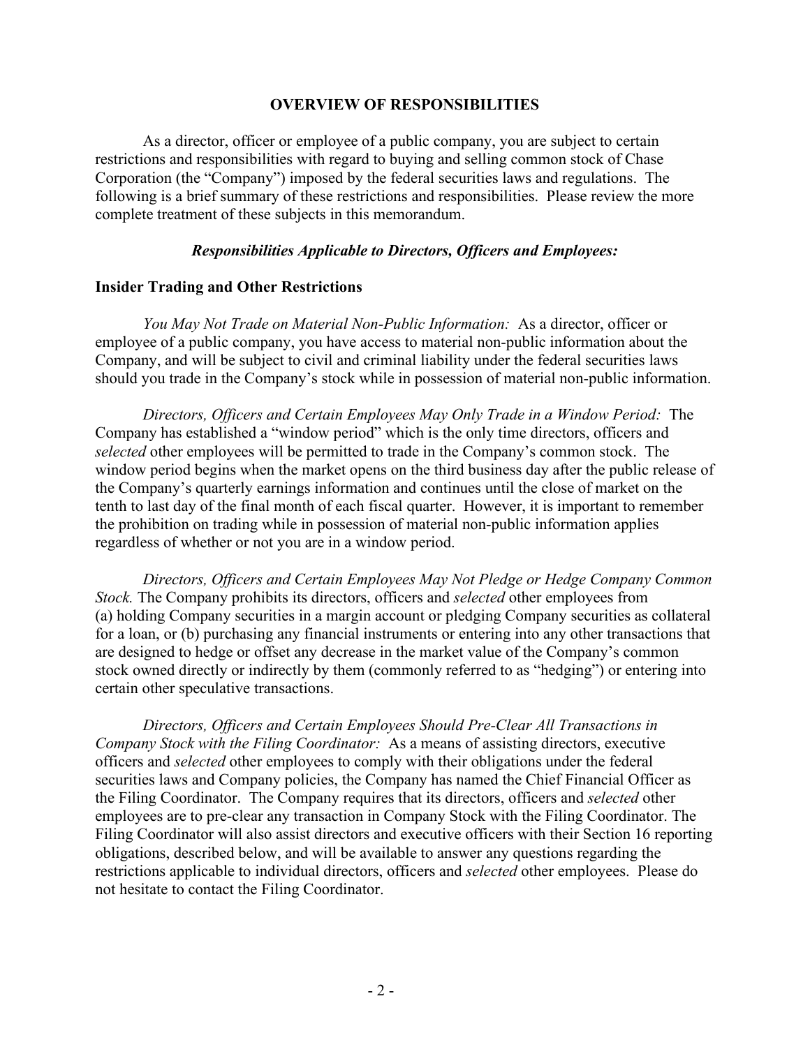## OVERVIEW OF RESPONSIBILITIES

As a director, officer or employee of a public company, you are subject to certain restrictions and responsibilities with regard to buying and selling common stock of Chase Corporation (the "Company") imposed by the federal securities laws and regulations. The following is a brief summary of these restrictions and responsibilities. Please review the more complete treatment of these subjects in this memorandum.

### *Responsibilities Applicable to Directors, Officers and Employees:*

### Insider Trading and Other Restrictions

*You May Not Trade on Material Non-Public Information:* As a director, officer or employee of a public company, you have access to material non-public information about the Company, and will be subject to civil and criminal liability under the federal securities laws should you trade in the Company's stock while in possession of material non-public information.

*Directors, Officers and Certain Employees May Only Trade in a Window Period:* The Company has established a "window period" which is the only time directors, officers and *selected* other employees will be permitted to trade in the Company's common stock. The window period begins when the market opens on the third business day after the public release of the Company's quarterly earnings information and continues until the close of market on the tenth to last day of the final month of each fiscal quarter. However, it is important to remember the prohibition on trading while in possession of material non-public information applies regardless of whether or not you are in a window period.

*Directors, Officers and Certain Employees May Not Pledge or Hedge Company Common Stock.* The Company prohibits its directors, officers and *selected* other employees from (a) holding Company securities in a margin account or pledging Company securities as collateral for a loan, or (b) purchasing any financial instruments or entering into any other transactions that are designed to hedge or offset any decrease in the market value of the Company's common stock owned directly or indirectly by them (commonly referred to as "hedging") or entering into certain other speculative transactions.

*Directors, Officers and Certain Employees Should Pre-Clear All Transactions in Company Stock with the Filing Coordinator:* As a means of assisting directors, executive officers and *selected* other employees to comply with their obligations under the federal securities laws and Company policies, the Company has named the Chief Financial Officer as the Filing Coordinator. The Company requires that its directors, officers and *selected* other employees are to pre-clear any transaction in Company Stock with the Filing Coordinator. The Filing Coordinator will also assist directors and executive officers with their Section 16 reporting obligations, described below, and will be available to answer any questions regarding the restrictions applicable to individual directors, officers and *selected* other employees. Please do not hesitate to contact the Filing Coordinator.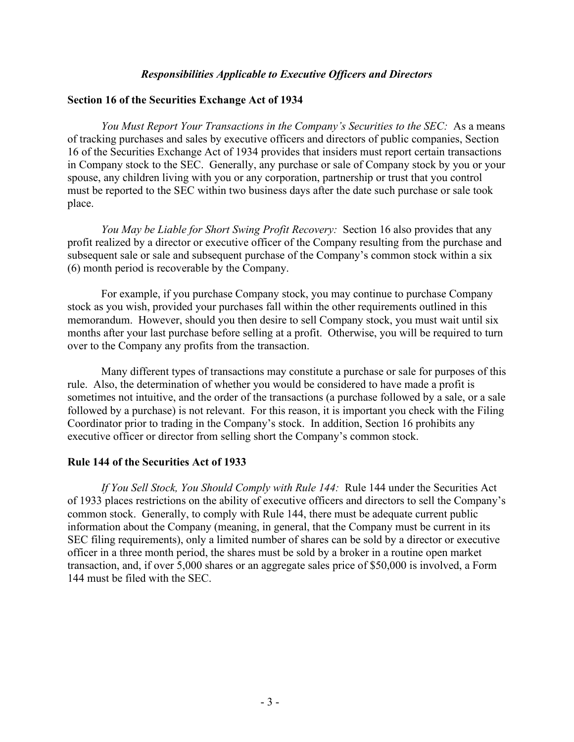### *Responsibilities Applicable to Executive Officers and Directors*

**Section 16 of the Securities Exchange Act of 1934**

*You Must Report Your Transactions in the Company's Securities to the SEC:* As a means of tracking purchases and sales by executive officers and directors of public companies, Section 16 of the Securities Exchange Act of 1934 provides that insiders must report certain transactions in Company stock to the SEC. Generally, any purchase or sale of Company stock by you or your spouse, any children living with you or any corporation, partnership or trust that you control must be reported to the SEC within two business days after the date such purchase or sale took place.

*You May be Liable for Short Swing Profit Recovery:* Section 16 also provides that any profit realized by a director or executive officer of the Company resulting from the purchase and subsequent sale or sale and subsequent purchase of the Company's common stock within a six (6) month period is recoverable by the Company.

For example, if you purchase Company stock, you may continue to purchase Company stock as you wish, provided your purchases fall within the other requirements outlined in this memorandum. However, should you then desire to sell Company stock, you must wait until six months after your last purchase before selling at a profit. Otherwise, you will be required to turn over to the Company any profits from the transaction.

Many different types of transactions may constitute a purchase or sale for purposes of this rule. Also, the determination of whether you would be considered to have made a profit is sometimes not intuitive, and the order of the transactions (a purchase followed by a sale, or a sale followed by a purchase) is not relevant. For this reason, it is important you check with the Filing Coordinator prior to trading in the Company's stock. In addition, Section 16 prohibits any executive officer or director from selling short the Company's common stock.

**Rule 144 of the Securities Act of 1933**

*If You Sell Stock, You Should Comply with Rule 144:* Rule 144 under the Securities Act of 1933 places restrictions on the ability of executive officers and directors to sell the Company's common stock. Generally, to comply with Rule 144, there must be adequate current public information about the Company (meaning, in general, that the Company must be current in its SEC filing requirements), only a limited number of shares can be sold by a director or executive officer in a three month period, the shares must be sold by a broker in a routine open market transaction, and, if over 5,000 shares or an aggregate sales price of $50,000 is involved, a Form 144 must be filed with the SEC.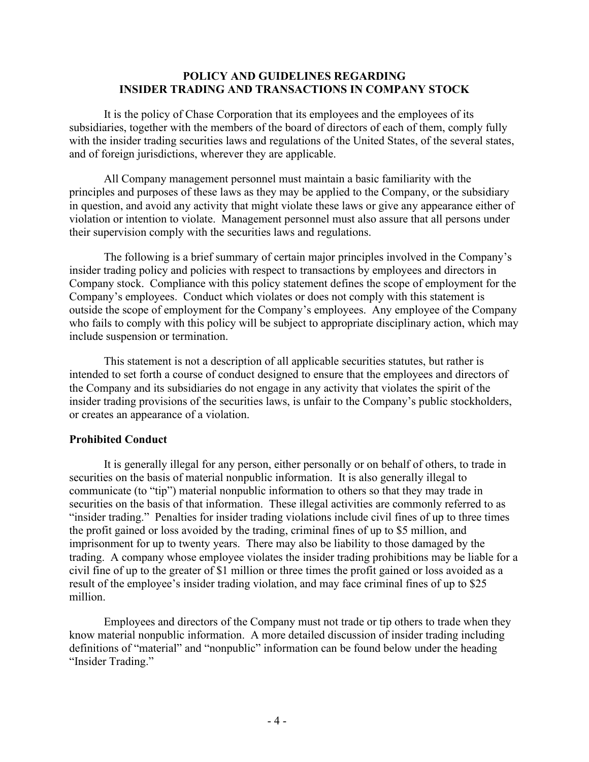**POLICY AND GUIDELINES REGARDING INSIDER TRADING AND TRANSACTIONS IN COMPANY STOCK**

It is the policy of Chase Corporation that its employees and the employees of its subsidiaries, together with the members of the board of directors of each of them, comply fully with the insider trading securities laws and regulations of the United States, of the several states, and of foreign jurisdictions, wherever they are applicable.

All Company management personnel must maintain a basic familiarity with the principles and purposes of these laws as they may be applied to the Company, or the subsidiary in question, and avoid any activity that might violate these laws or give any appearance either of violation or intention to violate. Management personnel must also assure that all persons under their supervision comply with the securities laws and regulations.

The following is a brief summary of certain major principles involved in the Company's insider trading policy and policies with respect to transactions by employees and directors in Company stock. Compliance with this policy statement defines the scope of employment for the Company's employees. Conduct which violates or does not comply with this statement is outside the scope of employment for the Company's employees. Any employee of the Company who fails to comply with this policy will be subject to appropriate disciplinary action, which may include suspension or termination.

This statement is not a description of all applicable securities statutes, but rather is intended to set forth a course of conduct designed to ensure that the employees and directors of the Company and its subsidiaries do not engage in any activity that violates the spirit of the insider trading provisions of the securities laws, is unfair to the Company's public stockholders, or creates an appearance of a violation.

**Prohibited Conduct**

It is generally illegal for any person, either personally or on behalf of others, to trade in securities on the basis of material nonpublic information. It is also generally illegal to communicate (to "tip") material nonpublic information to others so that they may trade in securities on the basis of that information. These illegal activities are commonly referred to as "insider trading." Penalties for insider trading violations include civil fines of up to three times the profit gained or loss avoided by the trading, criminal fines of up to $5 million, and imprisonment for up to twenty years. There may also be liability to those damaged by the trading. A company whose employee violates the insider trading prohibitions may be liable for a civil fine of up to the greater of $1 million or three times the profit gained or loss avoided as a result of the employee's insider trading violation, and may face criminal fines of up to $25 million.

Employees and directors of the Company must not trade or tip others to trade when they know material nonpublic information. A more detailed discussion of insider trading including definitions of "material" and "nonpublic" information can be found below under the heading "Insider Trading."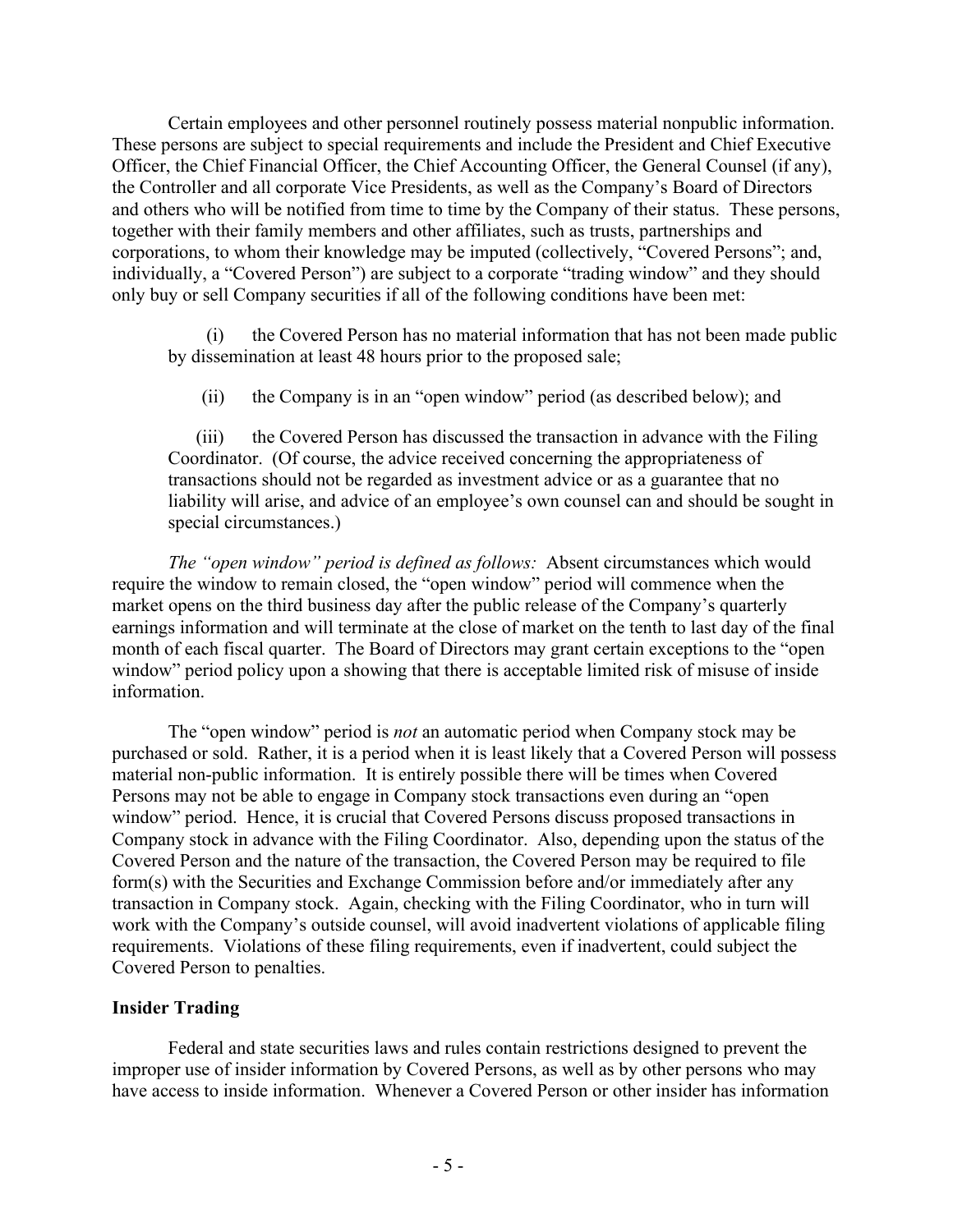Certain employees and other personnel routinely possess material nonpublic information. These persons are subject to special requirements and include the President and Chief Executive Officer, the Chief Financial Officer, the Chief Accounting Officer, the General Counsel (if any), the Controller and all corporate Vice Presidents, as well as the Company's Board of Directors and others who will be notified from time to time by the Company of their status. These persons, together with their family members and other affiliates, such as trusts, partnerships and corporations, to whom their knowledge may be imputed (collectively, "Covered Persons"; and, individually, a "Covered Person") are subject to a corporate "trading window" and they should only buy or sell Company securities if all of the following conditions have been met:

(i) the Covered Person has no material information that has not been made public by dissemination at least 48 hours prior to the proposed sale;

(ii) the Company is in an "open window" period (as described below); and

(iii) the Covered Person has discussed the transaction in advance with the Filing Coordinator. (Of course, the advice received concerning the appropriateness of transactions should not be regarded as investment advice or as a guarantee that no liability will arise, and advice of an employee's own counsel can and should be sought in special circumstances.)

*The "open window" period is defined as follows:* Absent circumstances which would require the window to remain closed, the "open window" period will commence when the market opens on the third business day after the public release of the Company's quarterly earnings information and will terminate at the close of market on the tenth to last day of the final month of each fiscal quarter. The Board of Directors may grant certain exceptions to the "open window" period policy upon a showing that there is acceptable limited risk of misuse of inside information.

The "open window" period is *not* an automatic period when Company stock may be purchased or sold. Rather, it is a period when it is least likely that a Covered Person will possess material non-public information. It is entirely possible there will be times when Covered Persons may not be able to engage in Company stock transactions even during an "open window" period. Hence, it is crucial that Covered Persons discuss proposed transactions in Company stock in advance with the Filing Coordinator. Also, depending upon the status of the Covered Person and the nature of the transaction, the Covered Person may be required to file form(s) with the Securities and Exchange Commission before and/or immediately after any transaction in Company stock. Again, checking with the Filing Coordinator, who in turn will work with the Company's outside counsel, will avoid inadvertent violations of applicable filing requirements. Violations of these filing requirements, even if inadvertent, could subject the Covered Person to penalties.

**Insider Trading**

Federal and state securities laws and rules contain restrictions designed to prevent the improper use of insider information by Covered Persons, as well as by other persons who may have access to inside information. Whenever a Covered Person or other insider has information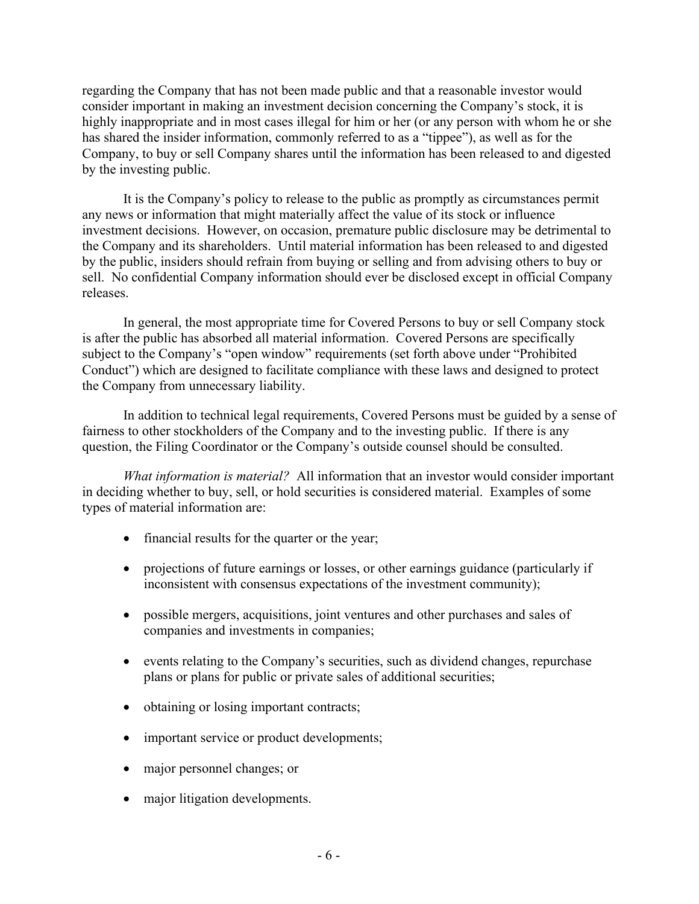regarding the Company that has not been made public and that a reasonable investor would consider important in making an investment decision concerning the Company's stock, it is highly inappropriate and in most cases illegal for him or her (or any person with whom he or she has shared the insider information, commonly referred to as a "tippee"), as well as for the Company, to buy or sell Company shares until the information has been released to and digested by the investing public.

It is the Company's policy to release to the public as promptly as circumstances permit any news or information that might materially affect the value of its stock or influence investment decisions. However, on occasion, premature public disclosure may be detrimental to the Company and its shareholders. Until material information has been released to and digested by the public, insiders should refrain from buying or selling and from advising others to buy or sell. No confidential Company information should ever be disclosed except in official Company releases.

In general, the most appropriate time for Covered Persons to buy or sell Company stock is after the public has absorbed all material information. Covered Persons are specifically subject to the Company's "open window" requirements (set forth above under "Prohibited Conduct") which are designed to facilitate compliance with these laws and designed to protect the Company from unnecessary liability.

In addition to technical legal requirements, Covered Persons must be guided by a sense of fairness to other stockholders of the Company and to the investing public. If there is any question, the Filing Coordinator or the Company's outside counsel should be consulted.

*What information is material?* All information that an investor would consider important in deciding whether to buy, sell, or hold securities is considered material. Examples of some types of material information are:

- financial results for the quarter or the year;
- projections of future earnings or losses, or other earnings guidance (particularly if inconsistent with consensus expectations of the investment community);
- possible mergers, acquisitions, joint ventures and other purchases and sales of companies and investments in companies;
- events relating to the Company's securities, such as dividend changes, repurchase plans or plans for public or private sales of additional securities;
- obtaining or losing important contracts;
- important service or product developments;
- major personnel changes; or
- major litigation developments.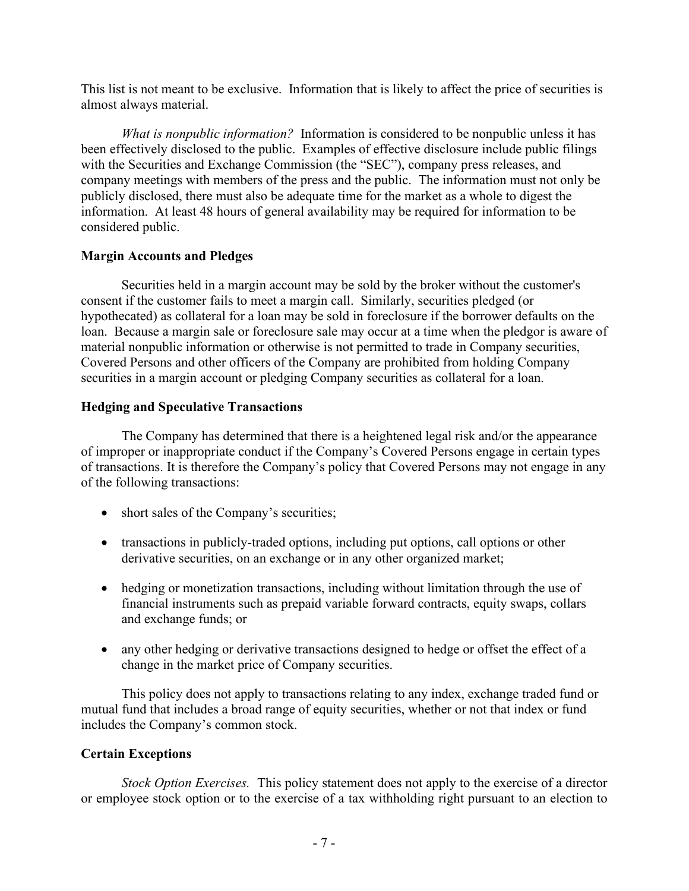This list is not meant to be exclusive. Information that is likely to affect the price of securities is almost always material.

*What is nonpublic information?* Information is considered to be nonpublic unless it has been effectively disclosed to the public. Examples of effective disclosure include public filings with the Securities and Exchange Commission (the "SEC"), company press releases, and company meetings with members of the press and the public. The information must not only be publicly disclosed, there must also be adequate time for the market as a whole to digest the information. At least 48 hours of general availability may be required for information to be considered public.

**Margin Accounts and Pledges**

Securities held in a margin account may be sold by the broker without the customer's consent if the customer fails to meet a margin call. Similarly, securities pledged (or hypothecated) as collateral for a loan may be sold in foreclosure if the borrower defaults on the loan. Because a margin sale or foreclosure sale may occur at a time when the pledgor is aware of material nonpublic information or otherwise is not permitted to trade in Company securities, Covered Persons and other officers of the Company are prohibited from holding Company securities in a margin account or pledging Company securities as collateral for a loan.

**Hedging and Speculative Transactions**

The Company has determined that there is a heightened legal risk and/or the appearance of improper or inappropriate conduct if the Company's Covered Persons engage in certain types of transactions. It is therefore the Company's policy that Covered Persons may not engage in any of the following transactions:

- short sales of the Company's securities;
- transactions in publicly-traded options, including put options, call options or other derivative securities, on an exchange or in any other organized market;
- hedging or monetization transactions, including without limitation through the use of financial instruments such as prepaid variable forward contracts, equity swaps, collars and exchange funds; or
- any other hedging or derivative transactions designed to hedge or offset the effect of a change in the market price of Company securities.

This policy does not apply to transactions relating to any index, exchange traded fund or mutual fund that includes a broad range of equity securities, whether or not that index or fund includes the Company's common stock.

**Certain Exceptions**

*Stock Option Exercises.* This policy statement does not apply to the exercise of a director or employee stock option or to the exercise of a tax withholding right pursuant to an election to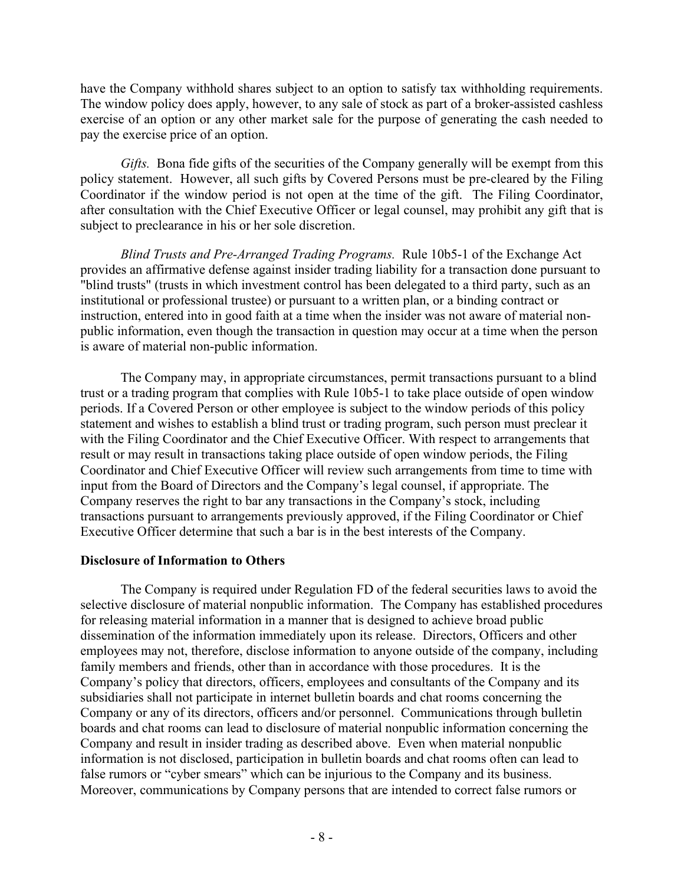have the Company withhold shares subject to an option to satisfy tax withholding requirements. The window policy does apply, however, to any sale of stock as part of a broker-assisted cashless exercise of an option or any other market sale for the purpose of generating the cash needed to pay the exercise price of an option.

*Gifts.* Bona fide gifts of the securities of the Company generally will be exempt from this policy statement. However, all such gifts by Covered Persons must be pre-cleared by the Filing Coordinator if the window period is not open at the time of the gift. The Filing Coordinator, after consultation with the Chief Executive Officer or legal counsel, may prohibit any gift that is subject to preclearance in his or her sole discretion.

*Blind Trusts and Pre-Arranged Trading Programs.* Rule 10b5-1 of the Exchange Act provides an affirmative defense against insider trading liability for a transaction done pursuant to "blind trusts" (trusts in which investment control has been delegated to a third party, such as an institutional or professional trustee) or pursuant to a written plan, or a binding contract or instruction, entered into in good faith at a time when the insider was not aware of material non-public information, even though the transaction in question may occur at a time when the person is aware of material non-public information.

The Company may, in appropriate circumstances, permit transactions pursuant to a blind trust or a trading program that complies with Rule 10b5-1 to take place outside of open window periods. If a Covered Person or other employee is subject to the window periods of this policy statement and wishes to establish a blind trust or trading program, such person must preclear it with the Filing Coordinator and the Chief Executive Officer. With respect to arrangements that result or may result in transactions taking place outside of open window periods, the Filing Coordinator and Chief Executive Officer will review such arrangements from time to time with input from the Board of Directors and the Company's legal counsel, if appropriate. The Company reserves the right to bar any transactions in the Company's stock, including transactions pursuant to arrangements previously approved, if the Filing Coordinator or Chief Executive Officer determine that such a bar is in the best interests of the Company.

**Disclosure of Information to Others**

The Company is required under Regulation FD of the federal securities laws to avoid the selective disclosure of material nonpublic information. The Company has established procedures for releasing material information in a manner that is designed to achieve broad public dissemination of the information immediately upon its release. Directors, Officers and other employees may not, therefore, disclose information to anyone outside of the company, including family members and friends, other than in accordance with those procedures. It is the Company's policy that directors, officers, employees and consultants of the Company and its subsidiaries shall not participate in internet bulletin boards and chat rooms concerning the Company or any of its directors, officers and/or personnel. Communications through bulletin boards and chat rooms can lead to disclosure of material nonpublic information concerning the Company and result in insider trading as described above. Even when material nonpublic information is not disclosed, participation in bulletin boards and chat rooms often can lead to false rumors or "cyber smears" which can be injurious to the Company and its business. Moreover, communications by Company persons that are intended to correct false rumors or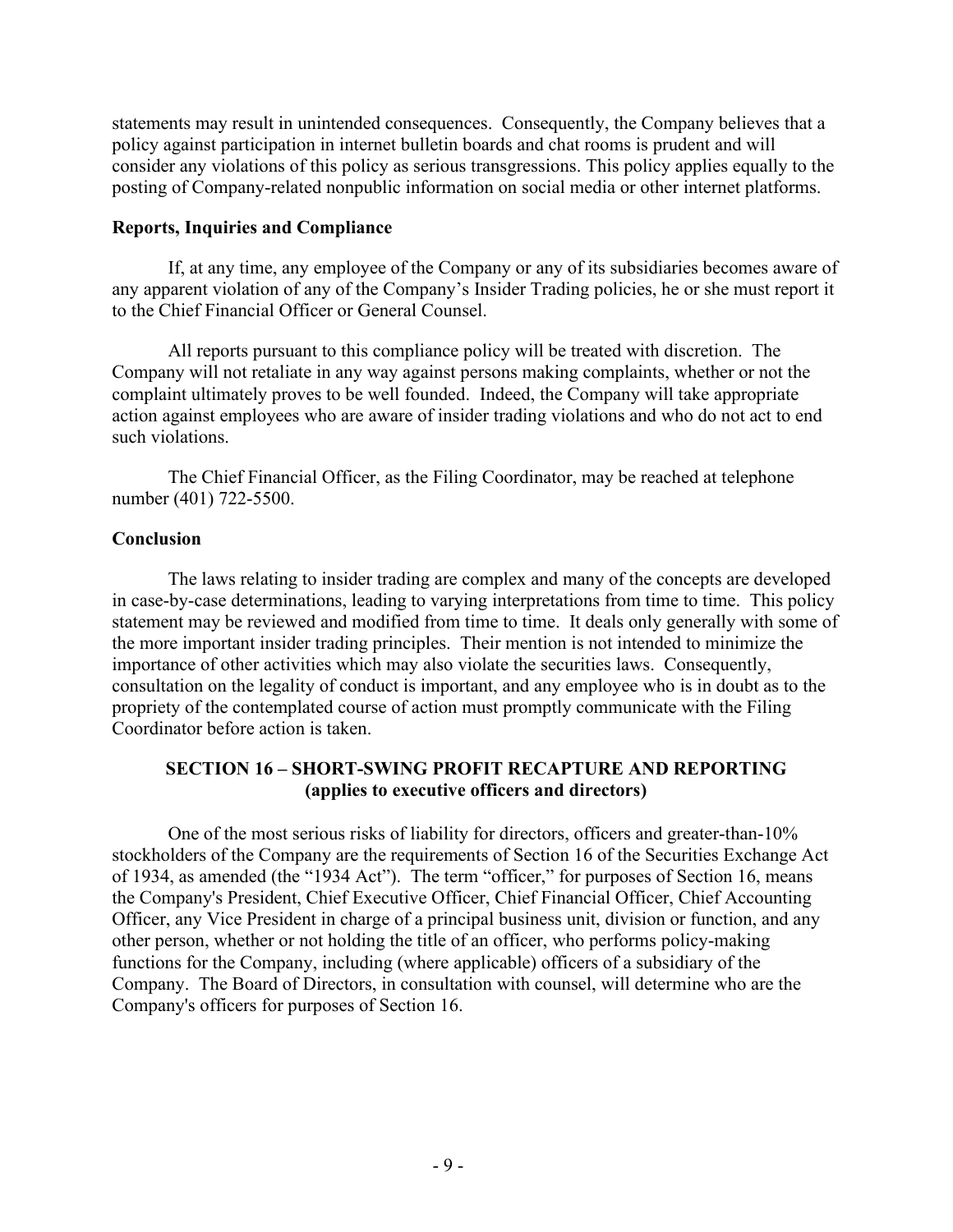statements may result in unintended consequences. Consequently, the Company believes that a policy against participation in internet bulletin boards and chat rooms is prudent and will consider any violations of this policy as serious transgressions. This policy applies equally to the posting of Company-related nonpublic information on social media or other internet platforms.

**Reports, Inquiries and Compliance**

If, at any time, any employee of the Company or any of its subsidiaries becomes aware of any apparent violation of any of the Company's Insider Trading policies, he or she must report it to the Chief Financial Officer or General Counsel.

All reports pursuant to this compliance policy will be treated with discretion. The Company will not retaliate in any way against persons making complaints, whether or not the complaint ultimately proves to be well founded. Indeed, the Company will take appropriate action against employees who are aware of insider trading violations and who do not act to end such violations.

The Chief Financial Officer, as the Filing Coordinator, may be reached at telephone number (401) 722-5500.

**Conclusion**

The laws relating to insider trading are complex and many of the concepts are developed in case-by-case determinations, leading to varying interpretations from time to time. This policy statement may be reviewed and modified from time to time. It deals only generally with some of the more important insider trading principles. Their mention is not intended to minimize the importance of other activities which may also violate the securities laws. Consequently, consultation on the legality of conduct is important, and any employee who is in doubt as to the propriety of the contemplated course of action must promptly communicate with the Filing Coordinator before action is taken.

## SECTION 16 – SHORT-SWING PROFIT RECAPTURE AND REPORTING (applies to executive officers and directors)

One of the most serious risks of liability for directors, officers and greater-than-10% stockholders of the Company are the requirements of Section 16 of the Securities Exchange Act of 1934, as amended (the "1934 Act"). The term "officer," for purposes of Section 16, means the Company's President, Chief Executive Officer, Chief Financial Officer, Chief Accounting Officer, any Vice President in charge of a principal business unit, division or function, and any other person, whether or not holding the title of an officer, who performs policy-making functions for the Company, including (where applicable) officers of a subsidiary of the Company. The Board of Directors, in consultation with counsel, will determine who are the Company's officers for purposes of Section 16.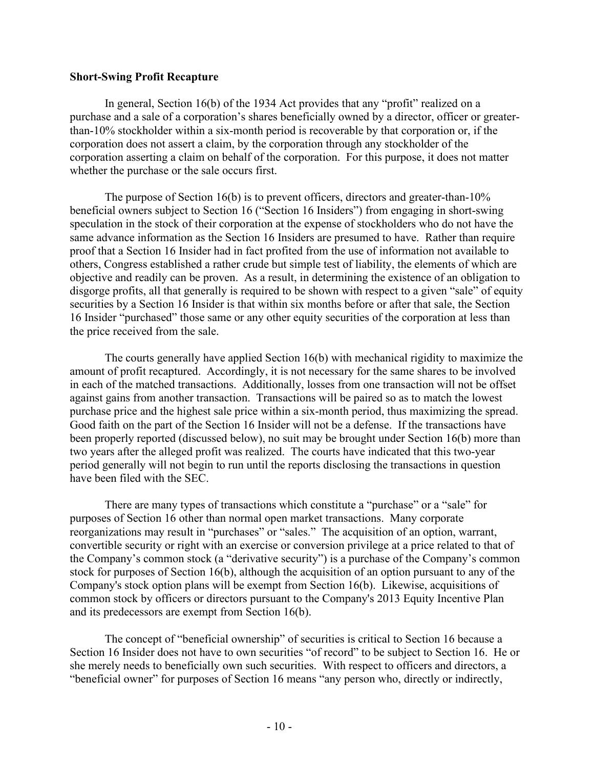**Short-Swing Profit Recapture**

In general, Section 16(b) of the 1934 Act provides that any "profit" realized on a purchase and a sale of a corporation's shares beneficially owned by a director, officer or greater-than-10% stockholder within a six-month period is recoverable by that corporation or, if the corporation does not assert a claim, by the corporation through any stockholder of the corporation asserting a claim on behalf of the corporation. For this purpose, it does not matter whether the purchase or the sale occurs first.

The purpose of Section 16(b) is to prevent officers, directors and greater-than-10% beneficial owners subject to Section 16 ("Section 16 Insiders") from engaging in short-swing speculation in the stock of their corporation at the expense of stockholders who do not have the same advance information as the Section 16 Insiders are presumed to have. Rather than require proof that a Section 16 Insider had in fact profited from the use of information not available to others, Congress established a rather crude but simple test of liability, the elements of which are objective and readily can be proven. As a result, in determining the existence of an obligation to disgorge profits, all that generally is required to be shown with respect to a given "sale" of equity securities by a Section 16 Insider is that within six months before or after that sale, the Section 16 Insider "purchased" those same or any other equity securities of the corporation at less than the price received from the sale.

The courts generally have applied Section 16(b) with mechanical rigidity to maximize the amount of profit recaptured. Accordingly, it is not necessary for the same shares to be involved in each of the matched transactions. Additionally, losses from one transaction will not be offset against gains from another transaction. Transactions will be paired so as to match the lowest purchase price and the highest sale price within a six-month period, thus maximizing the spread. Good faith on the part of the Section 16 Insider will not be a defense. If the transactions have been properly reported (discussed below), no suit may be brought under Section 16(b) more than two years after the alleged profit was realized. The courts have indicated that this two-year period generally will not begin to run until the reports disclosing the transactions in question have been filed with the SEC.

There are many types of transactions which constitute a "purchase" or a "sale" for purposes of Section 16 other than normal open market transactions. Many corporate reorganizations may result in "purchases" or "sales." The acquisition of an option, warrant, convertible security or right with an exercise or conversion privilege at a price related to that of the Company's common stock (a "derivative security") is a purchase of the Company's common stock for purposes of Section 16(b), although the acquisition of an option pursuant to any of the Company's stock option plans will be exempt from Section 16(b). Likewise, acquisitions of common stock by officers or directors pursuant to the Company's 2013 Equity Incentive Plan and its predecessors are exempt from Section 16(b).

The concept of "beneficial ownership" of securities is critical to Section 16 because a Section 16 Insider does not have to own securities "of record" to be subject to Section 16. He or she merely needs to beneficially own such securities. With respect to officers and directors, a "beneficial owner" for purposes of Section 16 means "any person who, directly or indirectly,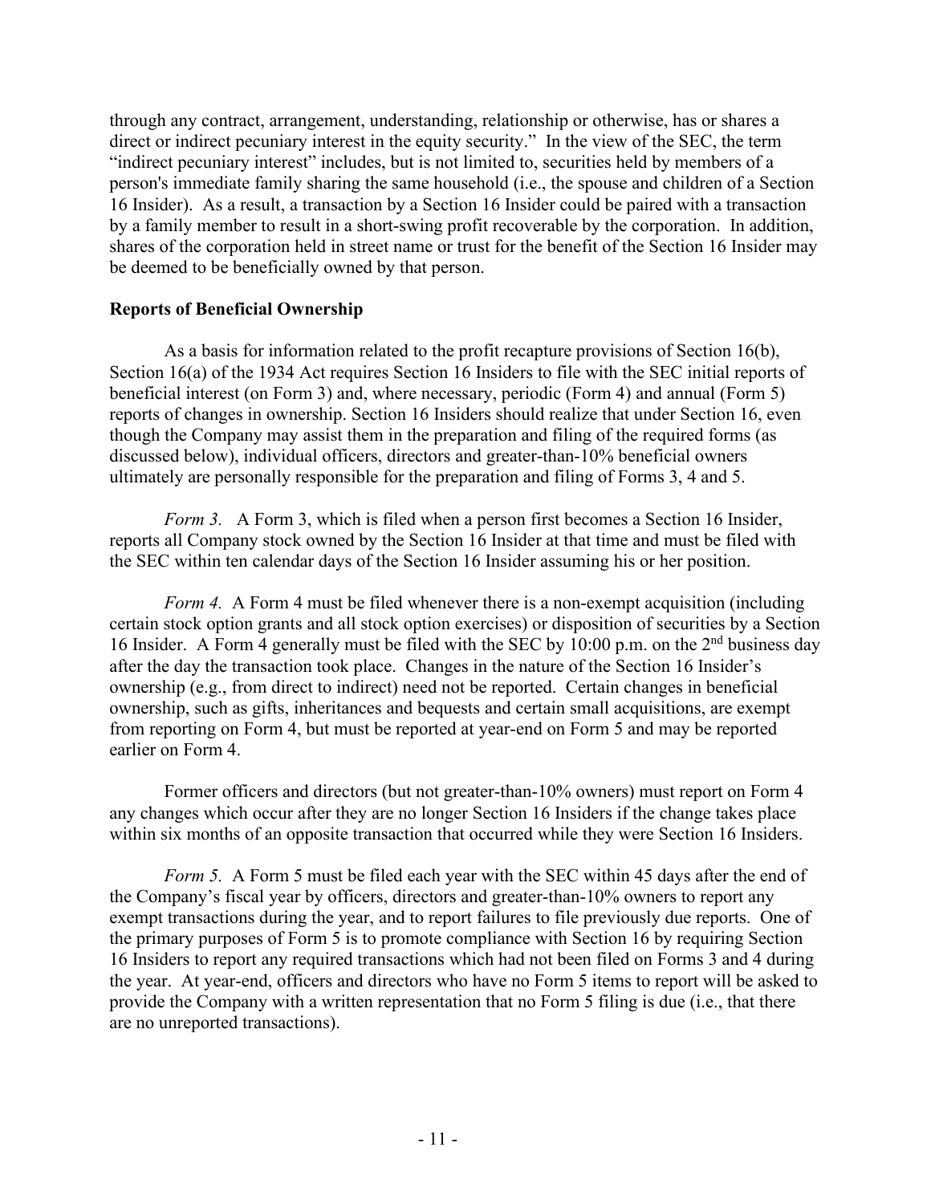through any contract, arrangement, understanding, relationship or otherwise, has or shares a direct or indirect pecuniary interest in the equity security." In the view of the SEC, the term "indirect pecuniary interest" includes, but is not limited to, securities held by members of a person's immediate family sharing the same household (i.e., the spouse and children of a Section 16 Insider). As a result, a transaction by a Section 16 Insider could be paired with a transaction by a family member to result in a short-swing profit recoverable by the corporation. In addition, shares of the corporation held in street name or trust for the benefit of the Section 16 Insider may be deemed to be beneficially owned by that person.

**Reports of Beneficial Ownership**

As a basis for information related to the profit recapture provisions of Section 16(b), Section 16(a) of the 1934 Act requires Section 16 Insiders to file with the SEC initial reports of beneficial interest (on Form 3) and, where necessary, periodic (Form 4) and annual (Form 5) reports of changes in ownership. Section 16 Insiders should realize that under Section 16, even though the Company may assist them in the preparation and filing of the required forms (as discussed below), individual officers, directors and greater-than-10% beneficial owners ultimately are personally responsible for the preparation and filing of Forms 3, 4 and 5.

*Form 3.* A Form 3, which is filed when a person first becomes a Section 16 Insider, reports all Company stock owned by the Section 16 Insider at that time and must be filed with the SEC within ten calendar days of the Section 16 Insider assuming his or her position.

*Form 4.* A Form 4 must be filed whenever there is a non-exempt acquisition (including certain stock option grants and all stock option exercises) or disposition of securities by a Section 16 Insider. A Form 4 generally must be filed with the SEC by 10:00 p.m. on the 2nd business day after the day the transaction took place. Changes in the nature of the Section 16 Insider's ownership (e.g., from direct to indirect) need not be reported. Certain changes in beneficial ownership, such as gifts, inheritances and bequests and certain small acquisitions, are exempt from reporting on Form 4, but must be reported at year-end on Form 5 and may be reported earlier on Form 4.

Former officers and directors (but not greater-than-10% owners) must report on Form 4 any changes which occur after they are no longer Section 16 Insiders if the change takes place within six months of an opposite transaction that occurred while they were Section 16 Insiders.

*Form 5.* A Form 5 must be filed each year with the SEC within 45 days after the end of the Company's fiscal year by officers, directors and greater-than-10% owners to report any exempt transactions during the year, and to report failures to file previously due reports. One of the primary purposes of Form 5 is to promote compliance with Section 16 by requiring Section 16 Insiders to report any required transactions which had not been filed on Forms 3 and 4 during the year. At year-end, officers and directors who have no Form 5 items to report will be asked to provide the Company with a written representation that no Form 5 filing is due (i.e., that there are no unreported transactions).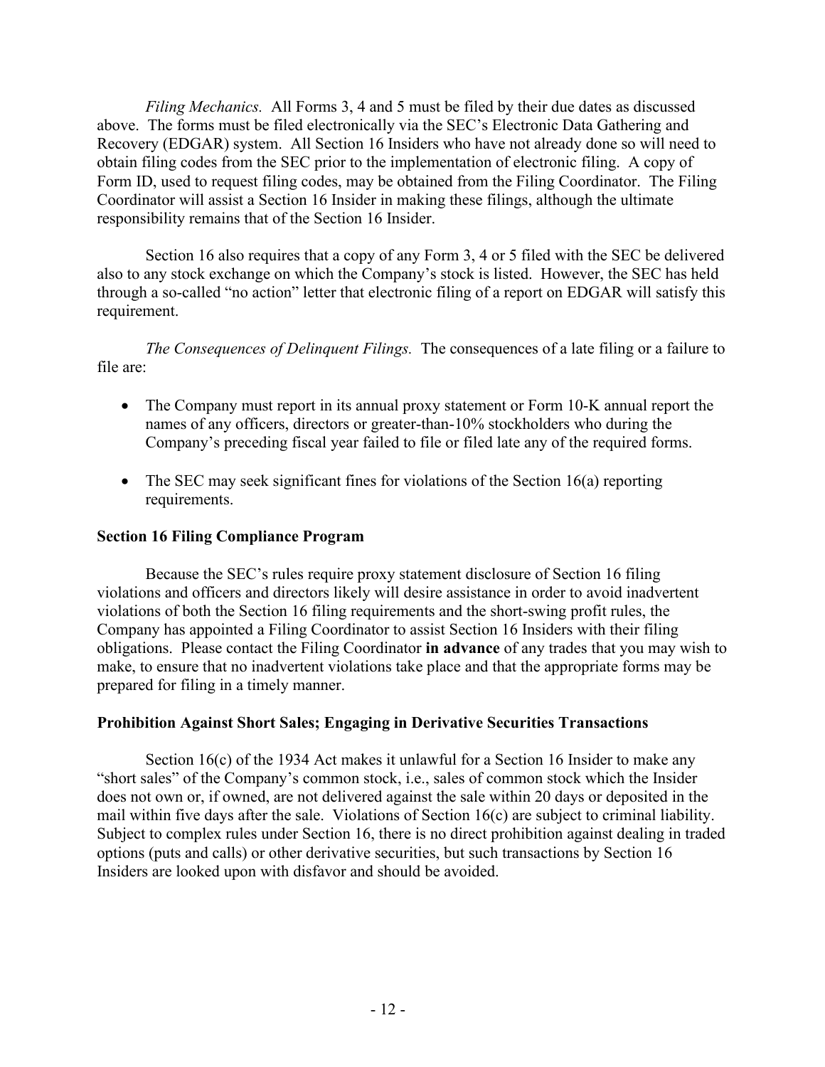*Filing Mechanics*. All Forms 3, 4 and 5 must be filed by their due dates as discussed above. The forms must be filed electronically via the SEC's Electronic Data Gathering and Recovery (EDGAR) system. All Section 16 Insiders who have not already done so will need to obtain filing codes from the SEC prior to the implementation of electronic filing. A copy of Form ID, used to request filing codes, may be obtained from the Filing Coordinator. The Filing Coordinator will assist a Section 16 Insider in making these filings, although the ultimate responsibility remains that of the Section 16 Insider.

Section 16 also requires that a copy of any Form 3, 4 or 5 filed with the SEC be delivered also to any stock exchange on which the Company's stock is listed. However, the SEC has held through a so-called "no action" letter that electronic filing of a report on EDGAR will satisfy this requirement.

*The Consequences of Delinquent Filings*. The consequences of a late filing or a failure to file are:

- The Company must report in its annual proxy statement or Form 10-K annual report the names of any officers, directors or greater-than-10% stockholders who during the Company's preceding fiscal year failed to file or filed late any of the required forms.

- The SEC may seek significant fines for violations of the Section 16(a) reporting requirements.

**Section 16 Filing Compliance Program**

Because the SEC's rules require proxy statement disclosure of Section 16 filing violations and officers and directors likely will desire assistance in order to avoid inadvertent violations of both the Section 16 filing requirements and the short-swing profit rules, the Company has appointed a Filing Coordinator to assist Section 16 Insiders with their filing obligations. Please contact the Filing Coordinator **in advance** of any trades that you may wish to make, to ensure that no inadvertent violations take place and that the appropriate forms may be prepared for filing in a timely manner.

**Prohibition Against Short Sales; Engaging in Derivative Securities Transactions**

Section 16(c) of the 1934 Act makes it unlawful for a Section 16 Insider to make any "short sales" of the Company's common stock, i.e., sales of common stock which the Insider does not own or, if owned, are not delivered against the sale within 20 days or deposited in the mail within five days after the sale. Violations of Section 16(c) are subject to criminal liability. Subject to complex rules under Section 16, there is no direct prohibition against dealing in traded options (puts and calls) or other derivative securities, but such transactions by Section 16 Insiders are looked upon with disfavor and should be avoided.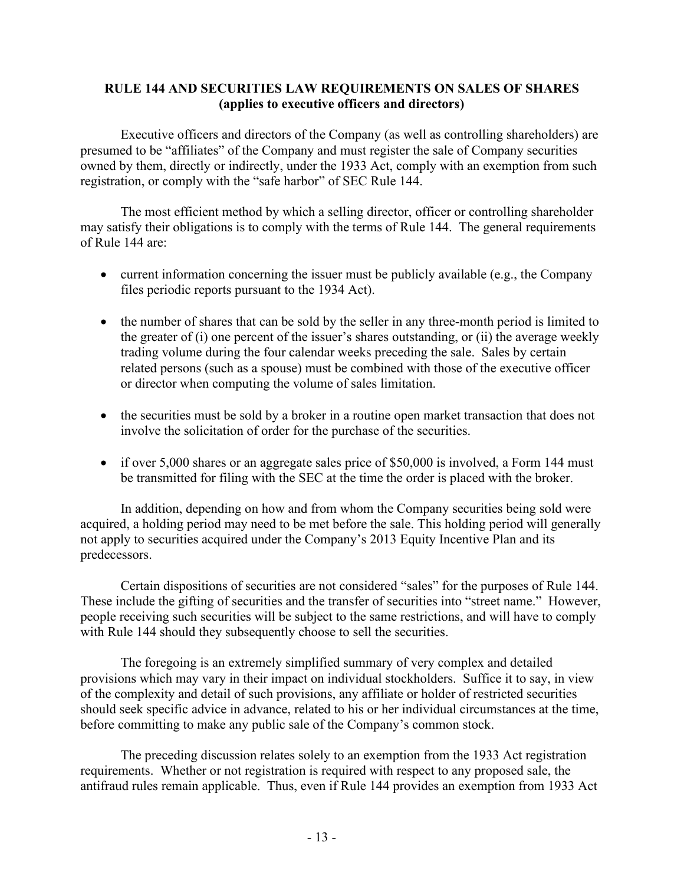**RULE 144 AND SECURITIES LAW REQUIREMENTS ON SALES OF SHARES (applies to executive officers and directors)**

Executive officers and directors of the Company (as well as controlling shareholders) are presumed to be "affiliates" of the Company and must register the sale of Company securities owned by them, directly or indirectly, under the 1933 Act, comply with an exemption from such registration, or comply with the "safe harbor" of SEC Rule 144.

The most efficient method by which a selling director, officer or controlling shareholder may satisfy their obligations is to comply with the terms of Rule 144. The general requirements of Rule 144 are:

- current information concerning the issuer must be publicly available (e.g., the Company files periodic reports pursuant to the 1934 Act).
- the number of shares that can be sold by the seller in any three-month period is limited to the greater of (i) one percent of the issuer's shares outstanding, or (ii) the average weekly trading volume during the four calendar weeks preceding the sale. Sales by certain related persons (such as a spouse) must be combined with those of the executive officer or director when computing the volume of sales limitation.
- the securities must be sold by a broker in a routine open market transaction that does not involve the solicitation of order for the purchase of the securities.
- if over 5,000 shares or an aggregate sales price of $50,000 is involved, a Form 144 must be transmitted for filing with the SEC at the time the order is placed with the broker.

In addition, depending on how and from whom the Company securities being sold were acquired, a holding period may need to be met before the sale. This holding period will generally not apply to securities acquired under the Company's 2013 Equity Incentive Plan and its predecessors.

Certain dispositions of securities are not considered "sales" for the purposes of Rule 144. These include the gifting of securities and the transfer of securities into "street name." However, people receiving such securities will be subject to the same restrictions, and will have to comply with Rule 144 should they subsequently choose to sell the securities.

The foregoing is an extremely simplified summary of very complex and detailed provisions which may vary in their impact on individual stockholders. Suffice it to say, in view of the complexity and detail of such provisions, any affiliate or holder of restricted securities should seek specific advice in advance, related to his or her individual circumstances at the time, before committing to make any public sale of the Company's common stock.

The preceding discussion relates solely to an exemption from the 1933 Act registration requirements. Whether or not registration is required with respect to any proposed sale, the antifraud rules remain applicable. Thus, even if Rule 144 provides an exemption from 1933 Act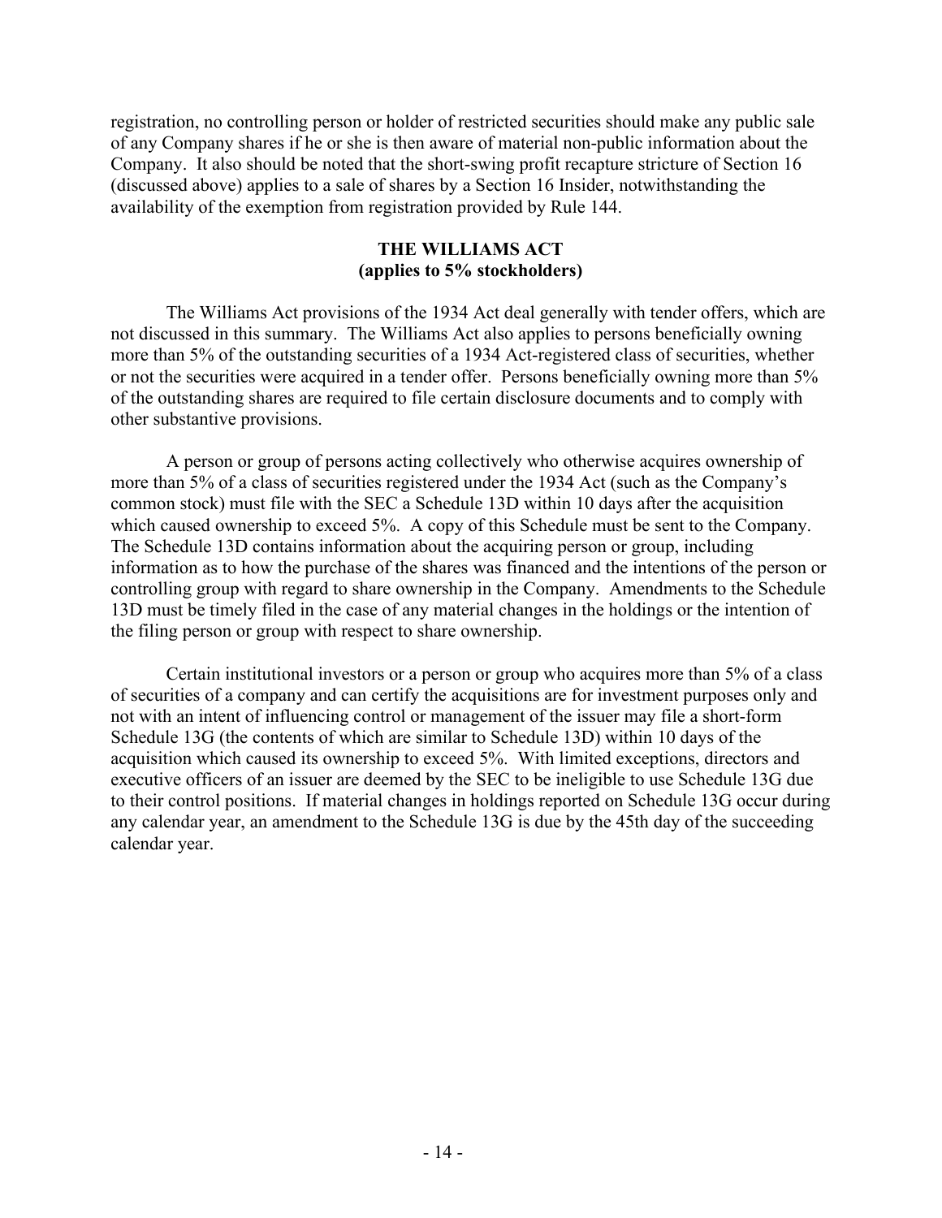registration, no controlling person or holder of restricted securities should make any public sale of any Company shares if he or she is then aware of material non-public information about the Company. It also should be noted that the short-swing profit recapture stricture of Section 16 (discussed above) applies to a sale of shares by a Section 16 Insider, notwithstanding the availability of the exemption from registration provided by Rule 144.

## THE WILLIAMS ACT
**(applies to 5% stockholders)**

The Williams Act provisions of the 1934 Act deal generally with tender offers, which are not discussed in this summary. The Williams Act also applies to persons beneficially owning more than 5% of the outstanding securities of a 1934 Act-registered class of securities, whether or not the securities were acquired in a tender offer. Persons beneficially owning more than 5% of the outstanding shares are required to file certain disclosure documents and to comply with other substantive provisions.

A person or group of persons acting collectively who otherwise acquires ownership of more than 5% of a class of securities registered under the 1934 Act (such as the Company's common stock) must file with the SEC a Schedule 13D within 10 days after the acquisition which caused ownership to exceed 5%. A copy of this Schedule must be sent to the Company. The Schedule 13D contains information about the acquiring person or group, including information as to how the purchase of the shares was financed and the intentions of the person or controlling group with regard to share ownership in the Company. Amendments to the Schedule 13D must be timely filed in the case of any material changes in the holdings or the intention of the filing person or group with respect to share ownership.

Certain institutional investors or a person or group who acquires more than 5% of a class of securities of a company and can certify the acquisitions are for investment purposes only and not with an intent of influencing control or management of the issuer may file a short-form Schedule 13G (the contents of which are similar to Schedule 13D) within 10 days of the acquisition which caused its ownership to exceed 5%. With limited exceptions, directors and executive officers of an issuer are deemed by the SEC to be ineligible to use Schedule 13G due to their control positions. If material changes in holdings reported on Schedule 13G occur during any calendar year, an amendment to the Schedule 13G is due by the 45th day of the succeeding calendar year.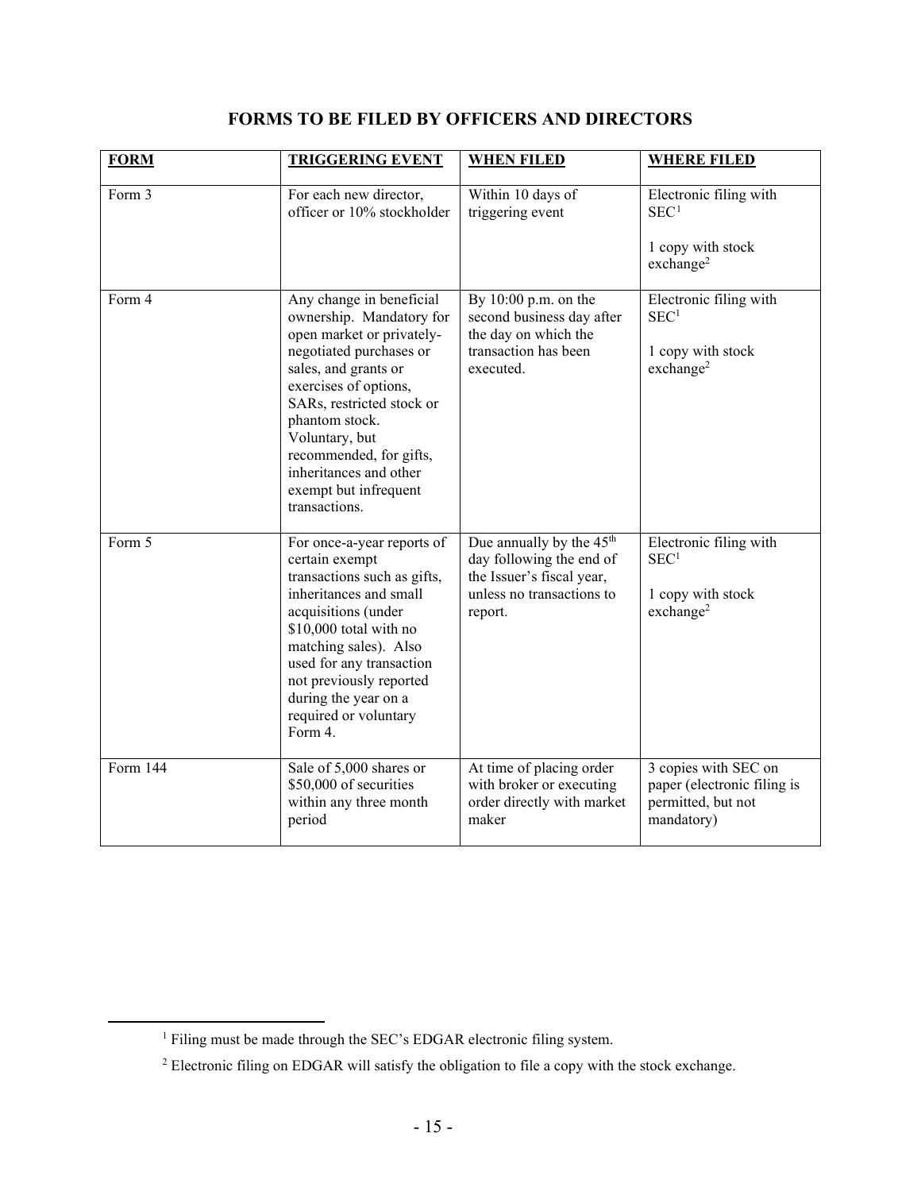# FORMS TO BE FILED BY OFFICERS AND DIRECTORS

| FORM | TRIGGERING EVENT | WHEN FILED | WHERE FILED |
|---|---|---|---|
| Form 3 | For each new director, officer or 10% stockholder | Within 10 days of triggering event | Electronic filing with SEC[1]<br><br>1 copy with stock exchange[2] |
| Form 4 | Any change in beneficial ownership. Mandatory for open market or privately-negotiated purchases or sales, and grants or exercises of options, SARs, restricted stock or phantom stock. Voluntary, but recommended, for gifts, inheritances and other exempt but infrequent transactions. | By 10:00 p.m. on the second business day after the day on which the transaction has been executed. | Electronic filing with SEC[1]<br><br>1 copy with stock exchange[2] |
| Form 5 | For once-a-year reports of certain exempt transactions such as gifts, inheritances and small acquisitions (under $10,000 total with no matching sales). Also used for any transaction not previously reported during the year on a required or voluntary Form 4. | Due annually by the 45th day following the end of the Issuer's fiscal year, unless no transactions to report. | Electronic filing with SEC[1]<br><br>1 copy with stock exchange[2] |
| Form 144 | Sale of 5,000 shares or $50,000 of securities within any three month period | At time of placing order with broker or executing order directly with market maker | 3 copies with SEC on paper (electronic filing is permitted, but not mandatory) |

[1] Filing must be made through the SEC's EDGAR electronic filing system.

[2] Electronic filing on EDGAR will satisfy the obligation to file a copy with the stock exchange.